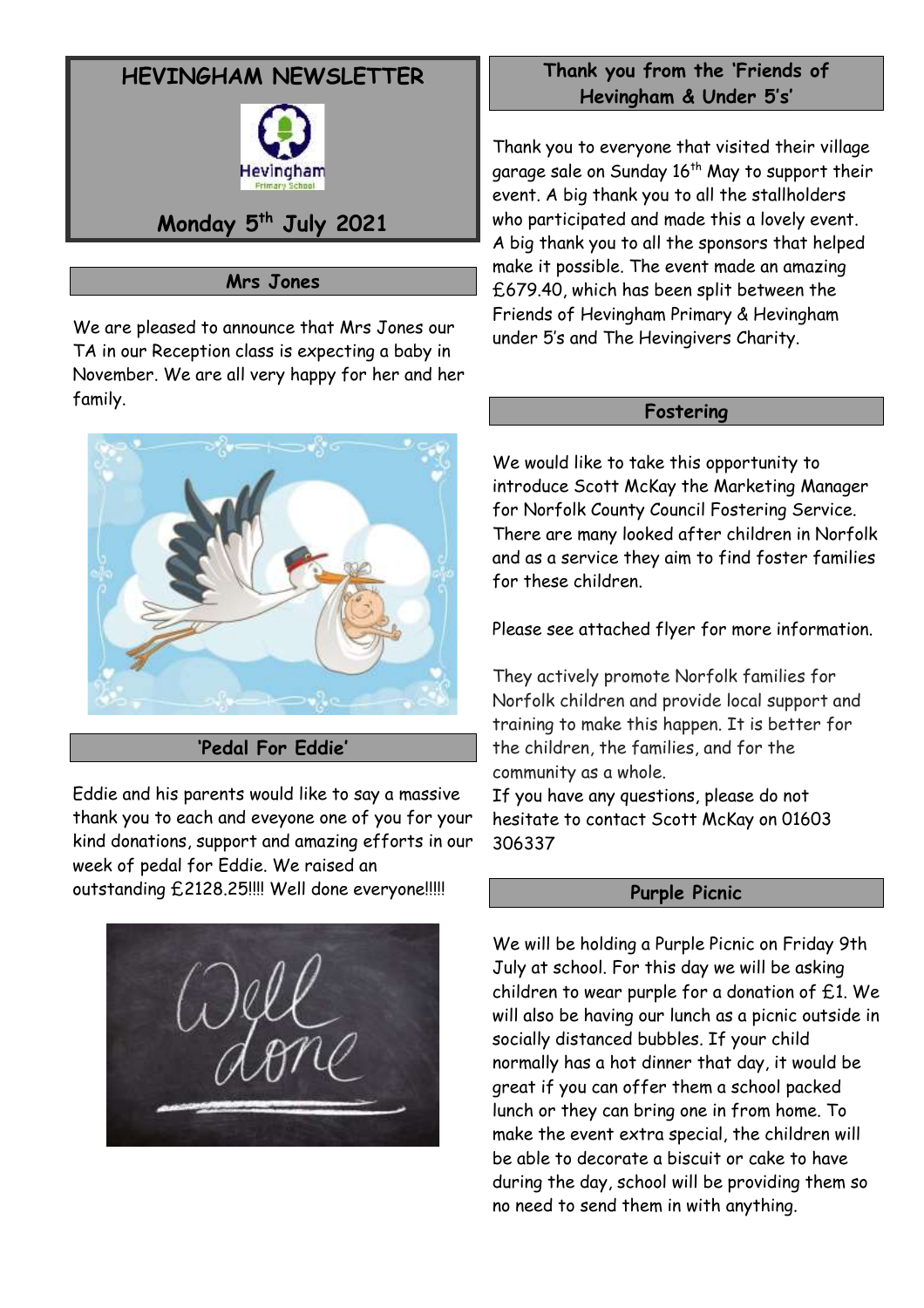# HEVINGHAM NEWSLETTER

Hevingham Primary School

## Monday 5th July 2021

## Mrs Jones

We are pleased to announce that Mrs Jones our TA in our Reception class is expecting a baby in November. We are all very happy for her and her family.

## 'Pedal For Eddie'

Eddie and his parents would like to say a massive thank you to each and eveyone one of you for your kind donations, support and amazing efforts in our week of pedal for Eddie. We raised an outstanding £2128.25!!!! Well done everyone!!!!!

## Thank you from the 'Friends of Hevingham & Under 5's'

Thank you to everyone that visited their village garage sale on Sunday 16th May to support their event. A big thank you to all the stallholders who participated and made this a lovely event. A big thank you to all the sponsors that helped make it possible. The event made an amazing £679.40, which has been split between the Friends of Hevingham Primary & Hevingham under 5's and The Hevingivers Charity.

## Fostering

We would like to take this opportunity to introduce Scott McKay the Marketing Manager for Norfolk County Council Fostering Service. There are many looked after children in Norfolk and as a service they aim to find foster families for these children.

Please see attached flyer for more information.

They actively promote Norfolk families for Norfolk children and provide local support and training to make this happen. It is better for the children, the families, and for the community as a whole.
If you have any questions, please do not hesitate to contact Scott McKay on 01603 306337

## Purple Picnic

We will be holding a Purple Picnic on Friday 9th July at school. For this day we will be asking children to wear purple for a donation of £1. We will also be having our lunch as a picnic outside in socially distanced bubbles. If your child normally has a hot dinner that day, it would be great if you can offer them a school packed lunch or they can bring one in from home. To make the event extra special, the children will be able to decorate a biscuit or cake to have during the day, school will be providing them so no need to send them in with anything.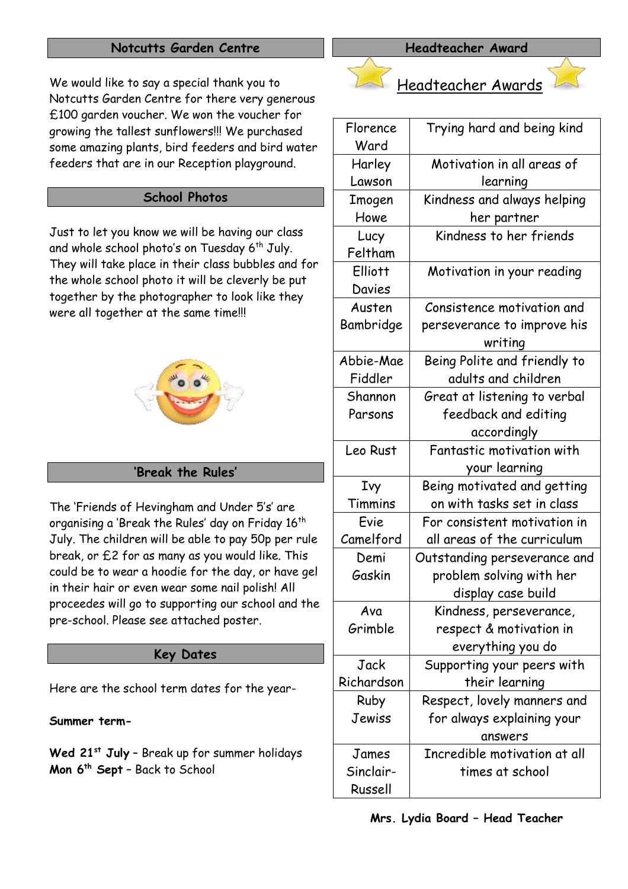## Notcutts Garden Centre

We would like to say a special thank you to Notcutts Garden Centre for there very generous £100 garden voucher. We won the voucher for growing the tallest sunflowers!!! We purchased some amazing plants, bird feeders and bird water feeders that are in our Reception playground.

## School Photos

Just to let you know we will be having our class and whole school photo's on Tuesday 6th July. They will take place in their class bubbles and for the whole school photo it will be cleverly be put together by the photographer to look like they were all together at the same time!!!

## 'Break the Rules'

The 'Friends of Hevingham and Under 5's' are organising a 'Break the Rules' day on Friday 16th July. The children will be able to pay 50p per rule break, or £2 for as many as you would like. This could be to wear a hoodie for the day, or have gel in their hair or even wear some nail polish! All proceedes will go to supporting our school and the pre-school. Please see attached poster.

## Key Dates

Here are the school term dates for the year-

**Summer term-**

**Wed 21st July** – Break up for summer holidays
**Mon 6th Sept** – Back to School

## Headteacher Award

### Headteacher Awards

| | |
|---|---|
| Florence Ward | Trying hard and being kind |
| Harley Lawson | Motivation in all areas of learning |
| Imogen Howe | Kindness and always helping her partner |
| Lucy Feltham | Kindness to her friends |
| Elliott Davies | Motivation in your reading |
| Austen Bambridge | Consistence motivation and perseverance to improve his writing |
| Abbie-Mae Fiddler | Being Polite and friendly to adults and children |
| Shannon Parsons | Great at listening to verbal feedback and editing accordingly |
| Leo Rust | Fantastic motivation with your learning |
| Ivy Timmins | Being motivated and getting on with tasks set in class |
| Evie Camelford | For consistent motivation in all areas of the curriculum |
| Demi Gaskin | Outstanding perseverance and problem solving with her display case build |
| Ava Grimble | Kindness, perseverance, respect & motivation in everything you do |
| Jack Richardson | Supporting your peers with their learning |
| Ruby Jewiss | Respect, lovely manners and for always explaining your answers |
| James Sinclair-Russell | Incredible motivation at all times at school |

**Mrs. Lydia Board – Head Teacher**